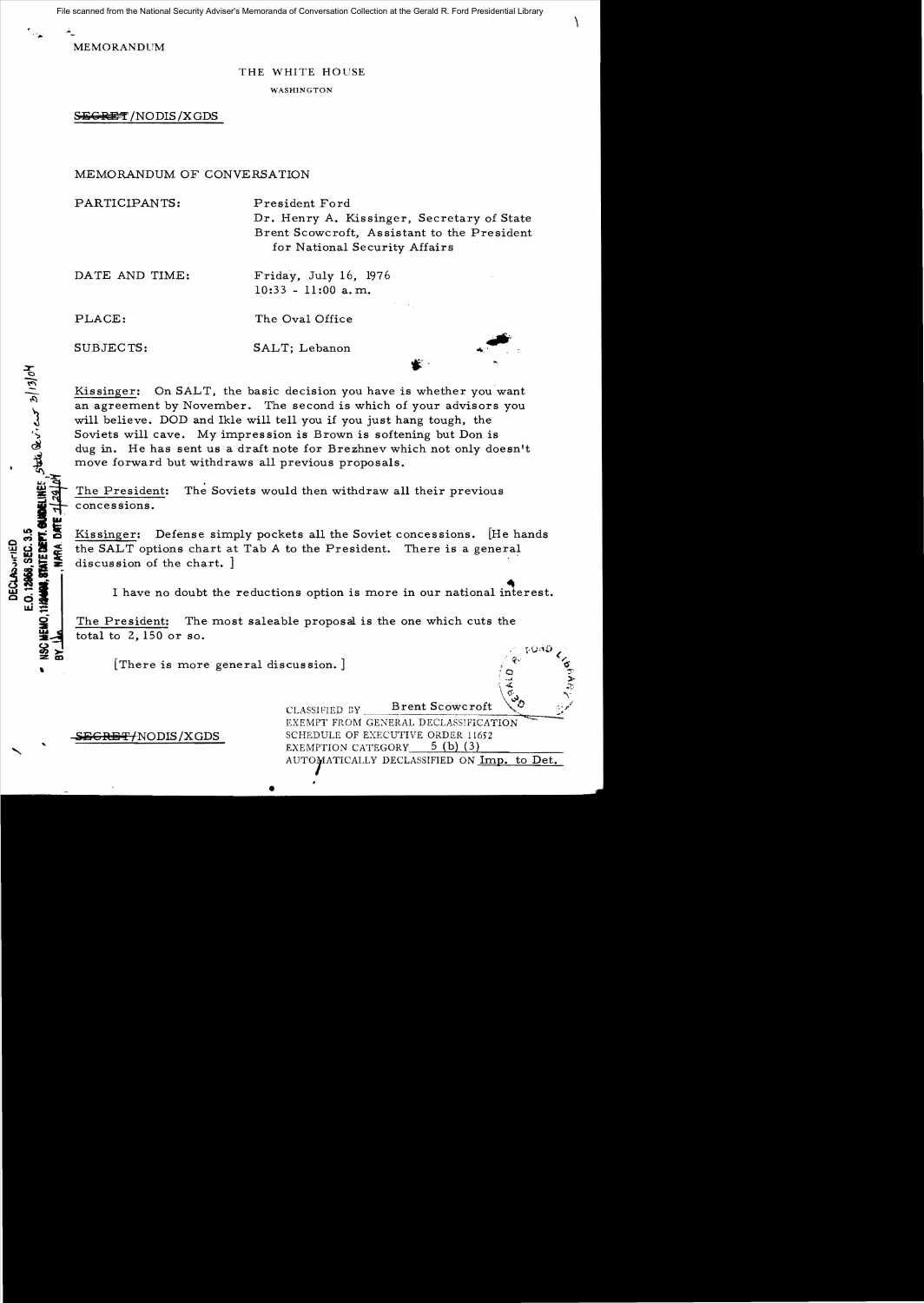MEMORANDUM

THE WHITE HOUSE

WASHINGTON

~~SECRET~~/NODIS/XGDS

MEMORANDUM OF CONVERSATION

PARTICIPANTS: President Ford
Dr. Henry A. Kissinger, Secretary of State
Brent Scowcroft, Assistant to the President for National Security Affairs

DATE AND TIME: Friday, July 16, 1976
10:33 - 11:00 a.m.

PLACE: The Oval Office

SUBJECTS: SALT; Lebanon

DECLASSIFIED
E.O. 12958, SEC. 3.5
NSC MEMO, 11/24/98, STATE DEPT. GUIDELINES, State Review 3/13/04
BY ___, NARA DATE 4/29/04

Kissinger: On SALT, the basic decision you have is whether you want an agreement by November. The second is which of your advisors you will believe. DOD and Ikle will tell you if you just hang tough, the Soviets will cave. My impression is Brown is softening but Don is dug in. He has sent us a draft note for Brezhnev which not only doesn't move forward but withdraws all previous proposals.

The President: The Soviets would then withdraw all their previous concessions.

Kissinger: Defense simply pockets all the Soviet concessions. [He hands the SALT options chart at Tab A to the President. There is a general discussion of the chart.]

I have no doubt the reductions option is more in our national interest.

The President: The most saleable proposal is the one which cuts the total to 2,150 or so.

[There is more general discussion.]

~~SECRET~~/NODIS/XGDS

CLASSIFIED BY Brent Scowcroft
EXEMPT FROM GENERAL DECLASSIFICATION SCHEDULE OF EXECUTIVE ORDER 11652
EXEMPTION CATEGORY 5 (b) (3)
AUTOMATICALLY DECLASSIFIED ON Imp. to Det.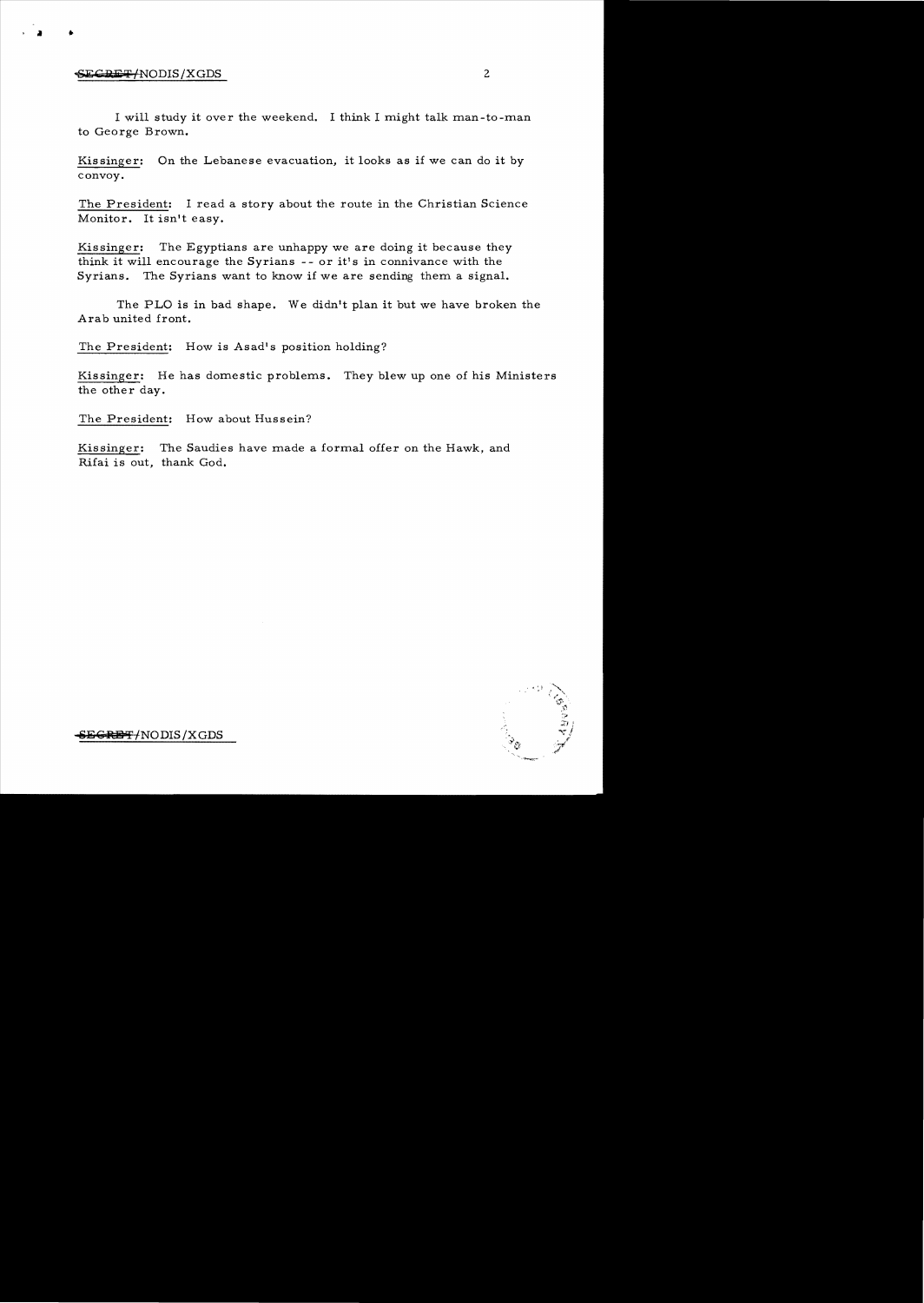I will study it over the weekend. I think I might talk man-to-man to George Brown.

Kissinger: On the Lebanese evacuation, it looks as if we can do it by convoy.

The President: I read a story about the route in the Christian Science Monitor. It isn't easy.

Kissinger: The Egyptians are unhappy we are doing it because they think it will encourage the Syrians -- or it's in connivance with the Syrians. The Syrians want to know if we are sending them a signal.

The PLO is in bad shape. We didn't plan it but we have broken the Arab united front.

The President: How is Asad's position holding?

Kissinger: He has domestic problems. They blew up one of his Ministers the other day.

The President: How about Hussein?

Kissinger: The Saudies have made a formal offer on the Hawk, and Rifai is out, thank God.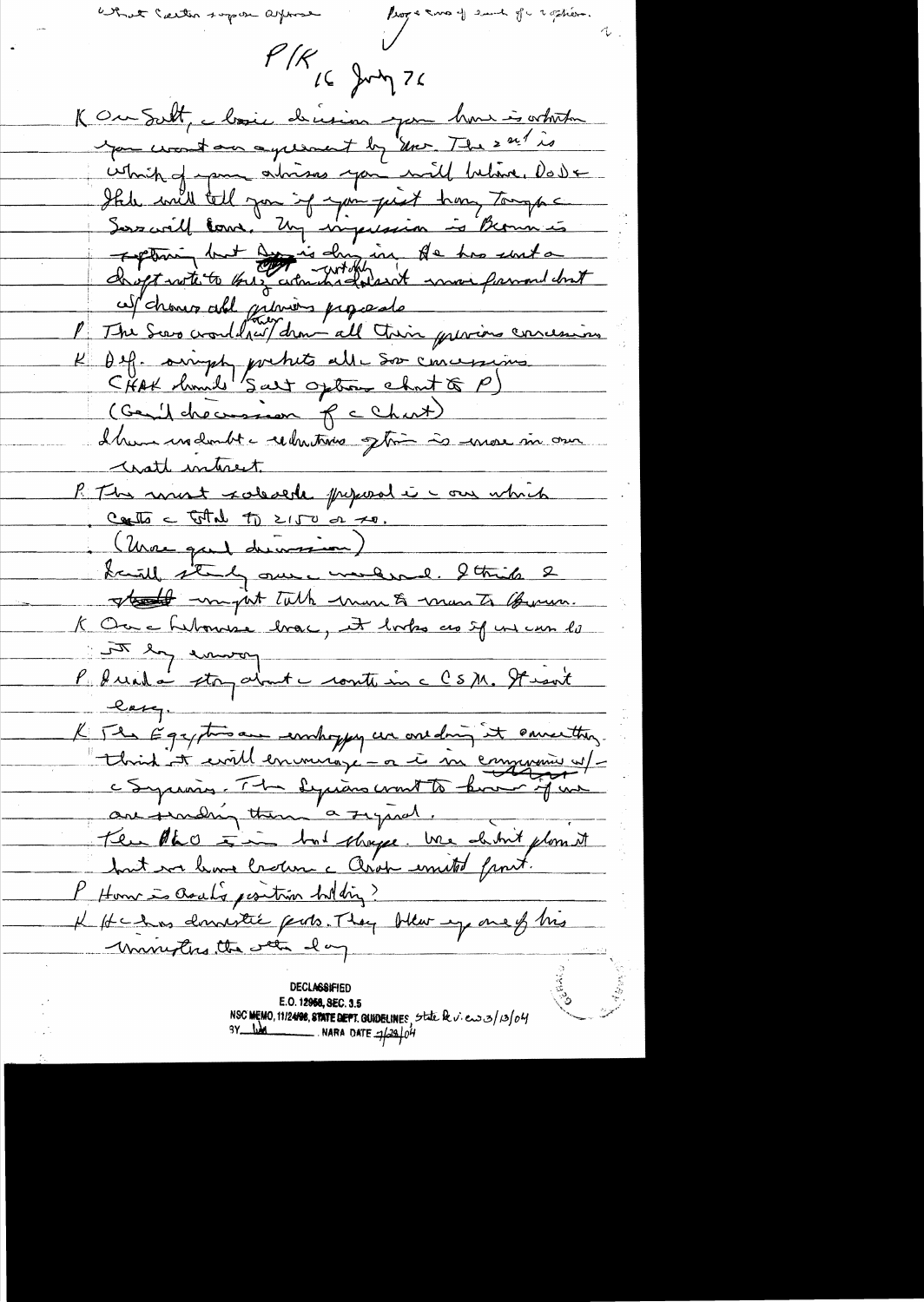What Carter suppose appear — Prop & more of each of 2 options.

P/K 16 July 76

K On Salt, a basic decision you have is whether you want an agreement by Nov. The 2nd is which of your advisors you will believe. DoD & State will tell you if you just how Tougher Sov will come. My impression is Brown is softening but [illegible] is dug in. He has sent a draft note to Brez, which [illegible] doesn't move forward but w/draws all previous proposals

P The Sovs would [they] draw all their previous concessions

K Def. simply pockets all Sov concessions. CHAK hands Salt options chart to P)

(General discussion of the chart)

I have no doubt the reductions option is more in our nat'l interest.

P The most saleable proposal is the one which cuts the total to 2150 or so.

(More gen'l discussion)

I will study over the weekend. I think I ~~should~~ might talk man to man to Brown.

K On the Lebanese trace, it looks as if we can do it by sunday

P I read a story about the route in the CSM. It isn't easy.

K The Egyptians are unhappy we are doing it someway. Think it will encourage — or is in compromise w/ the Syrians. The Syrians want to know if we are sending them a signal.

The PLO is in bad shape. We didn't plan it but we have broken the Arab united front.

P How is Asad's position holding?

K He has domestic probs. They blew up one of his ministers the other day

DECLASSIFIED
E.O. 12958, SEC. 3.5
NSC MEMO, 11/24/98, STATE DEPT. GUIDELINES State Review 3/13/04
BY [illegible] NARA DATE 7/29/04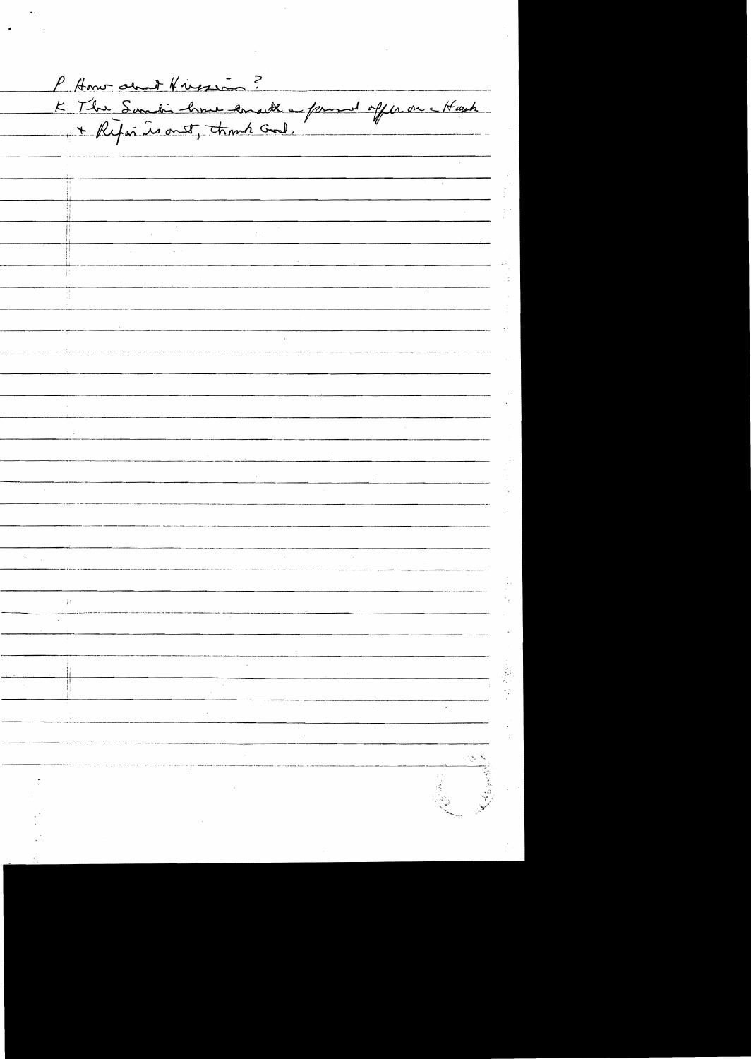P How about Kissinger?

K The Saudis have made a formal offer on Hawk + Rifai is out, thank God.